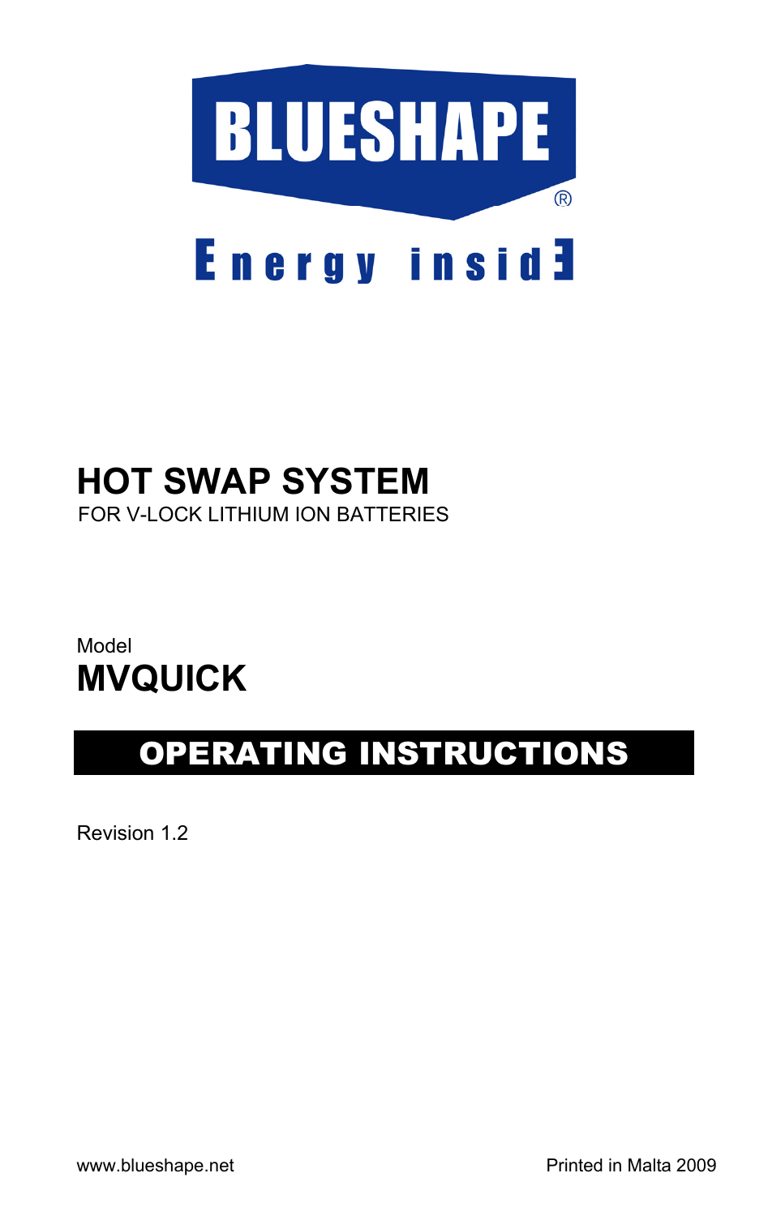BLUESHAPE®

Energy inside

# HOT SWAP SYSTEM

FOR V-LOCK LITHIUM ION BATTERIES

Model

## MVQUICK

## OPERATING INSTRUCTIONS

Revision 1.2

www.blueshape.net

Printed in Malta 2009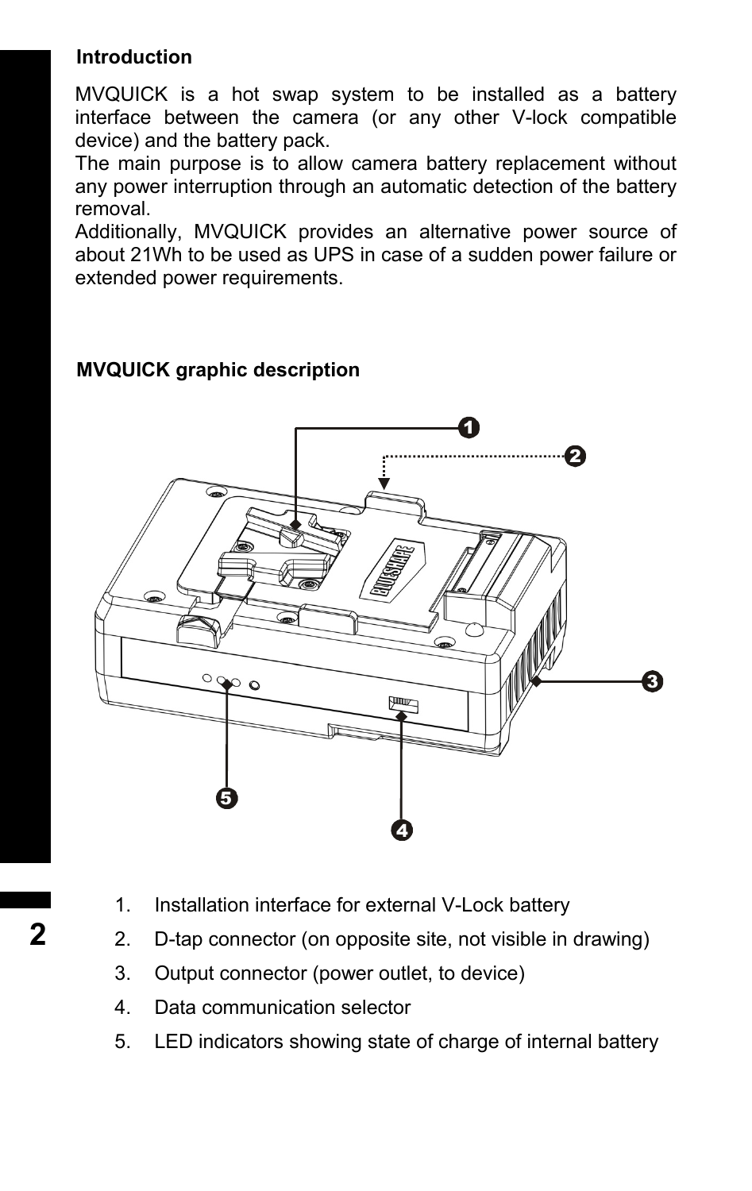## Introduction

MVQUICK is a hot swap system to be installed as a battery interface between the camera (or any other V-lock compatible device) and the battery pack.
The main purpose is to allow camera battery replacement without any power interruption through an automatic detection of the battery removal.
Additionally, MVQUICK provides an alternative power source of about 21Wh to be used as UPS in case of a sudden power failure or extended power requirements.

## MVQUICK graphic description

1. Installation interface for external V-Lock battery
2. D-tap connector (on opposite site, not visible in drawing)
3. Output connector (power outlet, to device)
4. Data communication selector
5. LED indicators showing state of charge of internal battery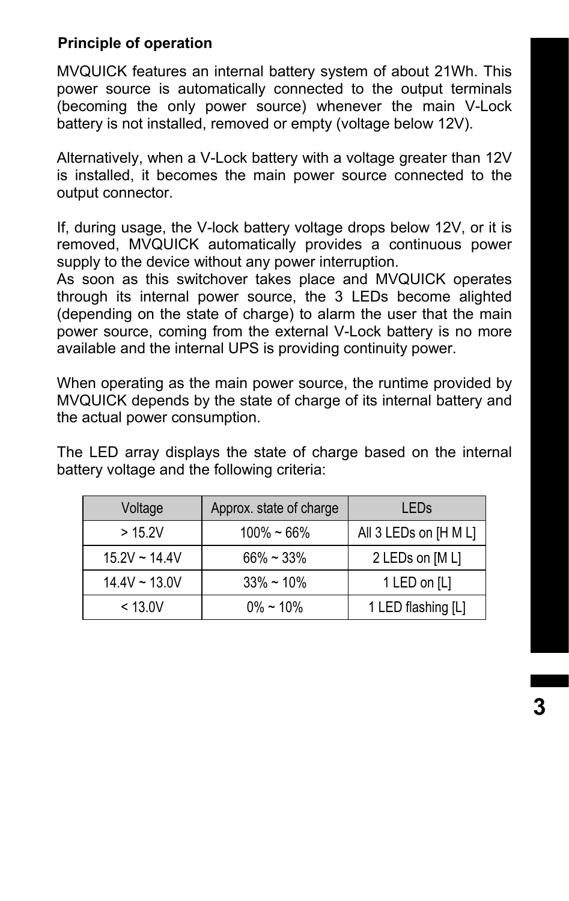**Principle of operation**

MVQUICK features an internal battery system of about 21Wh. This power source is automatically connected to the output terminals (becoming the only power source) whenever the main V-Lock battery is not installed, removed or empty (voltage below 12V).

Alternatively, when a V-Lock battery with a voltage greater than 12V is installed, it becomes the main power source connected to the output connector.

If, during usage, the V-lock battery voltage drops below 12V, or it is removed, MVQUICK automatically provides a continuous power supply to the device without any power interruption.
As soon as this switchover takes place and MVQUICK operates through its internal power source, the 3 LEDs become alighted (depending on the state of charge) to alarm the user that the main power source, coming from the external V-Lock battery is no more available and the internal UPS is providing continuity power.

When operating as the main power source, the runtime provided by MVQUICK depends by the state of charge of its internal battery and the actual power consumption.

The LED array displays the state of charge based on the internal battery voltage and the following criteria:

| Voltage | Approx. state of charge | LEDs |
|---|---|---|
| > 15.2V | 100% ~ 66% | All 3 LEDs on [H M L] |
| 15.2V ~ 14.4V | 66% ~ 33% | 2 LEDs on [M L] |
| 14.4V ~ 13.0V | 33% ~ 10% | 1 LED on [L] |
| < 13.0V | 0% ~ 10% | 1 LED flashing [L] |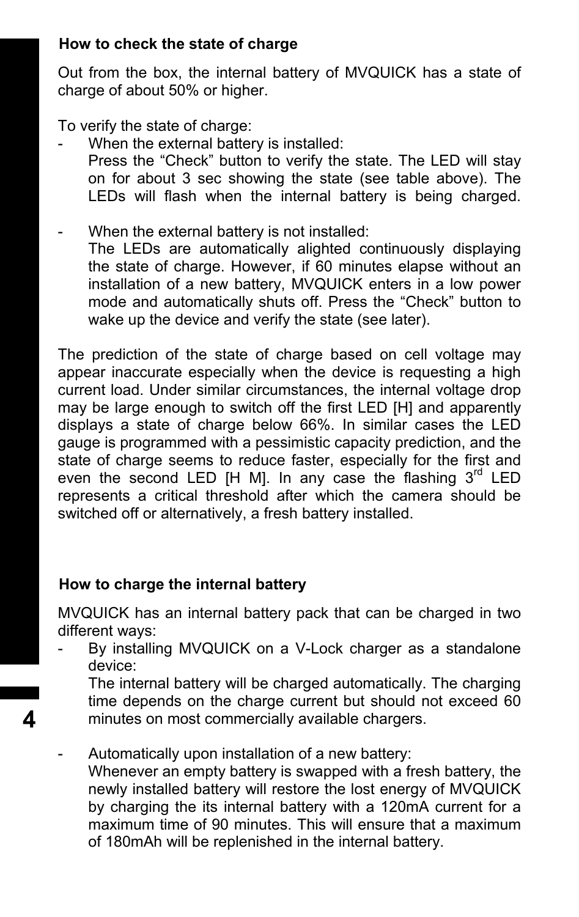### How to check the state of charge

Out from the box, the internal battery of MVQUICK has a state of charge of about 50% or higher.

To verify the state of charge:

- When the external battery is installed:
  Press the “Check” button to verify the state. The LED will stay on for about 3 sec showing the state (see table above). The LEDs will flash when the internal battery is being charged.

- When the external battery is not installed:
  The LEDs are automatically alighted continuously displaying the state of charge. However, if 60 minutes elapse without an installation of a new battery, MVQUICK enters in a low power mode and automatically shuts off. Press the “Check” button to wake up the device and verify the state (see later).

The prediction of the state of charge based on cell voltage may appear inaccurate especially when the device is requesting a high current load. Under similar circumstances, the internal voltage drop may be large enough to switch off the first LED [H] and apparently displays a state of charge below 66%. In similar cases the LED gauge is programmed with a pessimistic capacity prediction, and the state of charge seems to reduce faster, especially for the first and even the second LED [H M]. In any case the flashing 3rd LED represents a critical threshold after which the camera should be switched off or alternatively, a fresh battery installed.

### How to charge the internal battery

MVQUICK has an internal battery pack that can be charged in two different ways:

- By installing MVQUICK on a V-Lock charger as a standalone device:
  The internal battery will be charged automatically. The charging time depends on the charge current but should not exceed 60 minutes on most commercially available chargers.

- Automatically upon installation of a new battery:
  Whenever an empty battery is swapped with a fresh battery, the newly installed battery will restore the lost energy of MVQUICK by charging the its internal battery with a 120mA current for a maximum time of 90 minutes. This will ensure that a maximum of 180mAh will be replenished in the internal battery.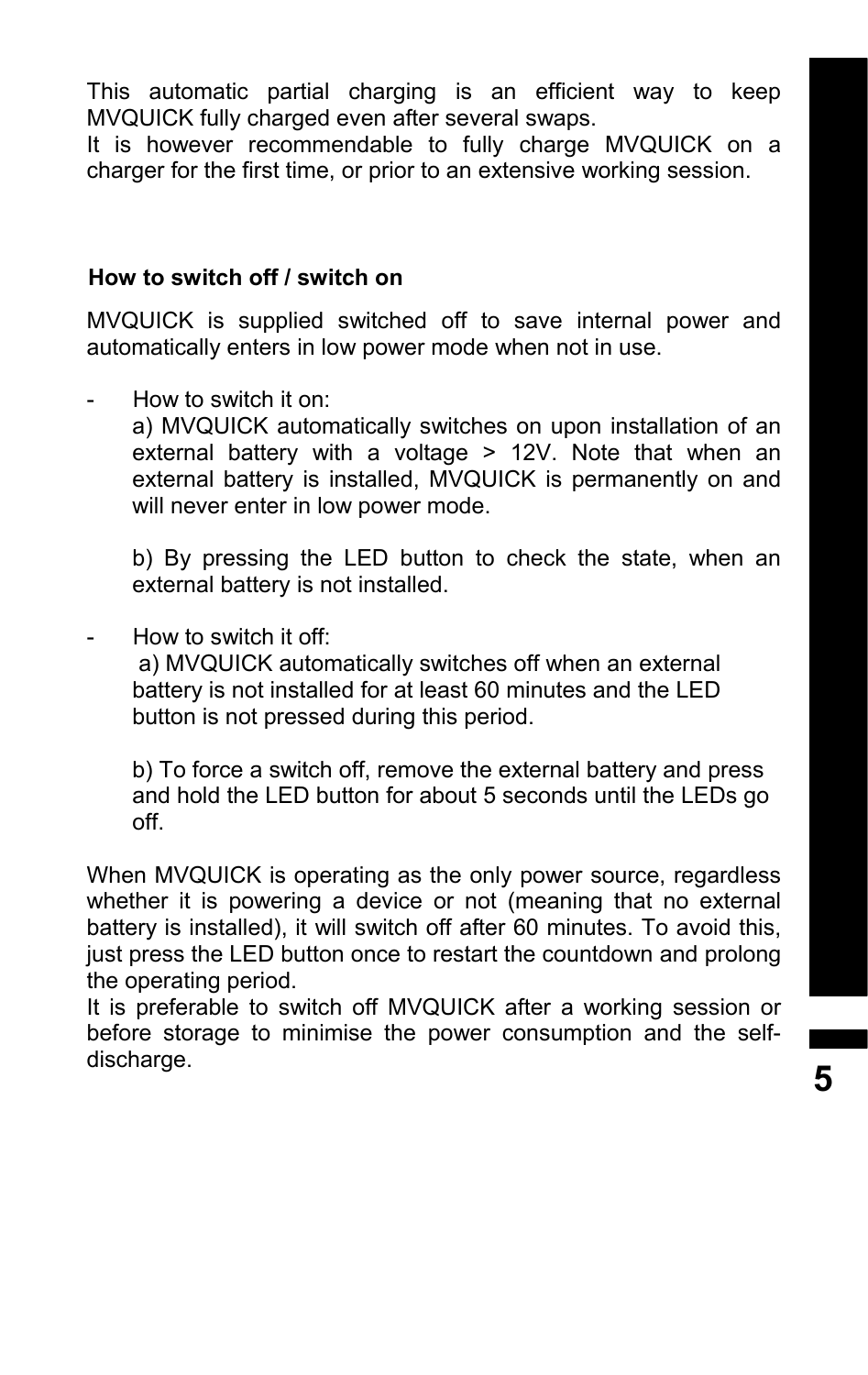This automatic partial charging is an efficient way to keep MVQUICK fully charged even after several swaps.
It is however recommendable to fully charge MVQUICK on a charger for the first time, or prior to an extensive working session.

**How to switch off / switch on**

MVQUICK is supplied switched off to save internal power and automatically enters in low power mode when not in use.

- How to switch it on:
  a) MVQUICK automatically switches on upon installation of an external battery with a voltage > 12V. Note that when an external battery is installed, MVQUICK is permanently on and will never enter in low power mode.

  b) By pressing the LED button to check the state, when an external battery is not installed.

- How to switch it off:
  a) MVQUICK automatically switches off when an external battery is not installed for at least 60 minutes and the LED button is not pressed during this period.

  b) To force a switch off, remove the external battery and press and hold the LED button for about 5 seconds until the LEDs go off.

When MVQUICK is operating as the only power source, regardless whether it is powering a device or not (meaning that no external battery is installed), it will switch off after 60 minutes. To avoid this, just press the LED button once to restart the countdown and prolong the operating period.
It is preferable to switch off MVQUICK after a working session or before storage to minimise the power consumption and the self-discharge.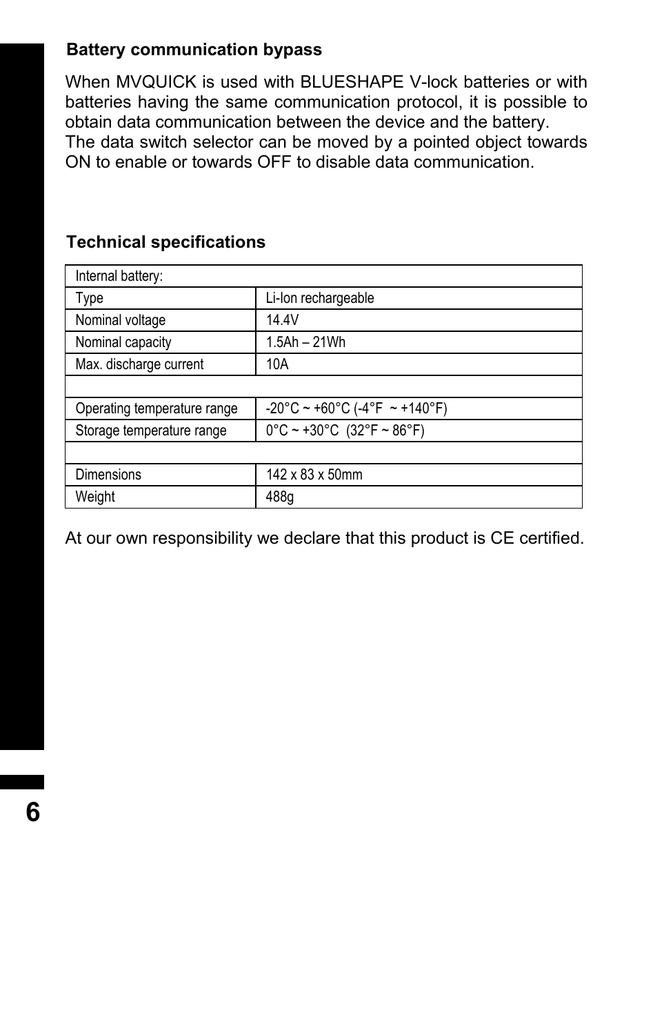### Battery communication bypass

When MVQUICK is used with BLUESHAPE V-lock batteries or with batteries having the same communication protocol, it is possible to obtain data communication between the device and the battery.
The data switch selector can be moved by a pointed object towards ON to enable or towards OFF to disable data communication.

### Technical specifications

| Internal battery: | |
|---|---|
| Type | Li-Ion rechargeable |
| Nominal voltage | 14.4V |
| Nominal capacity | 1.5Ah – 21Wh |
| Max. discharge current | 10A |
| | |
| Operating temperature range | -20°C ~ +60°C (-4°F ~ +140°F) |
| Storage temperature range | 0°C ~ +30°C (32°F ~ 86°F) |
| | |
| Dimensions | 142 x 83 x 50mm |
| Weight | 488g |

At our own responsibility we declare that this product is CE certified.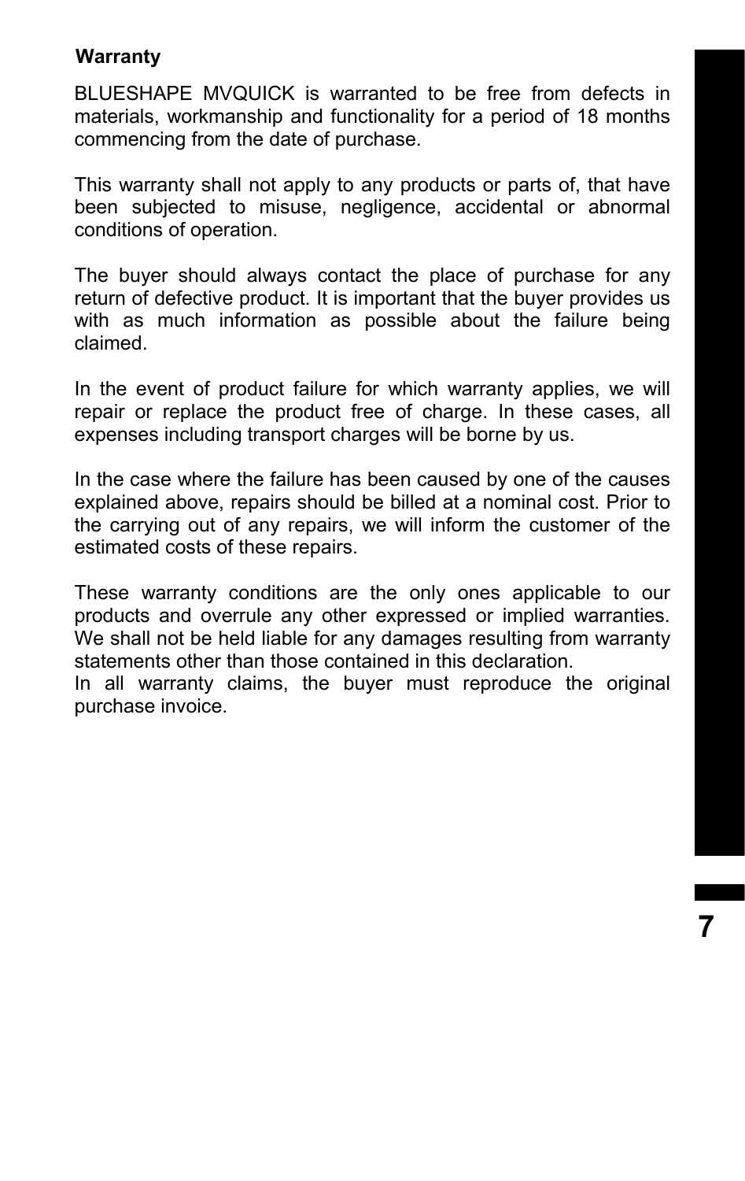**Warranty**

BLUESHAPE MVQUICK is warranted to be free from defects in materials, workmanship and functionality for a period of 18 months commencing from the date of purchase.

This warranty shall not apply to any products or parts of, that have been subjected to misuse, negligence, accidental or abnormal conditions of operation.

The buyer should always contact the place of purchase for any return of defective product. It is important that the buyer provides us with as much information as possible about the failure being claimed.

In the event of product failure for which warranty applies, we will repair or replace the product free of charge. In these cases, all expenses including transport charges will be borne by us.

In the case where the failure has been caused by one of the causes explained above, repairs should be billed at a nominal cost. Prior to the carrying out of any repairs, we will inform the customer of the estimated costs of these repairs.

These warranty conditions are the only ones applicable to our products and overrule any other expressed or implied warranties. We shall not be held liable for any damages resulting from warranty statements other than those contained in this declaration.
In all warranty claims, the buyer must reproduce the original purchase invoice.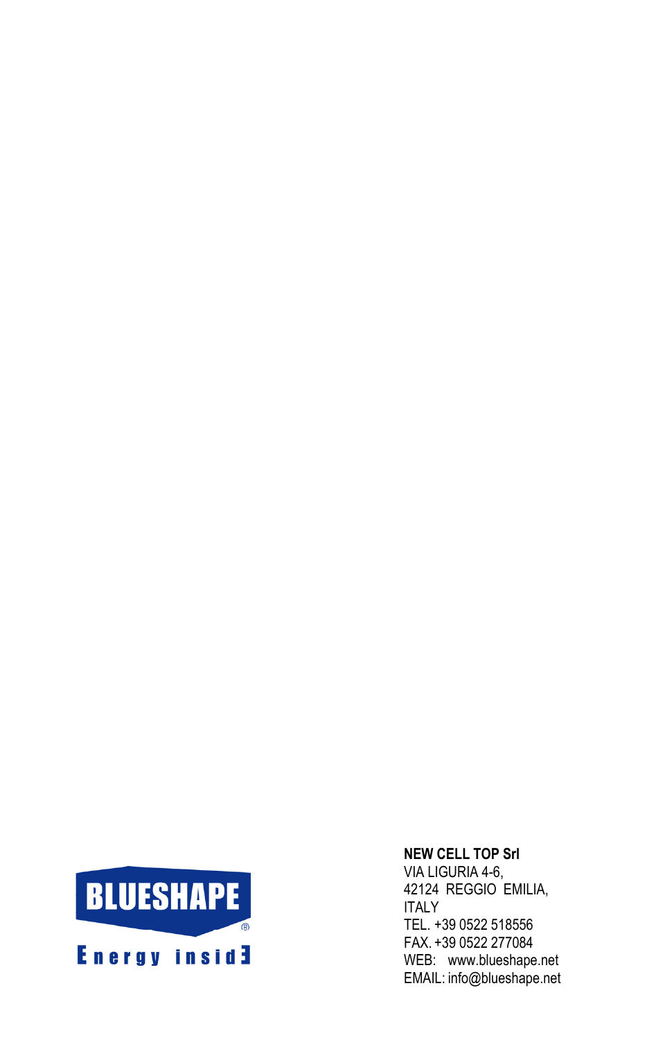BLUESHAPE®

Energy insidE

**NEW CELL TOP Srl**
VIA LIGURIA 4-6,
42124 REGGIO EMILIA,
ITALY
TEL. +39 0522 518556
FAX. +39 0522 277084
WEB: www.blueshape.net
EMAIL: info@blueshape.net